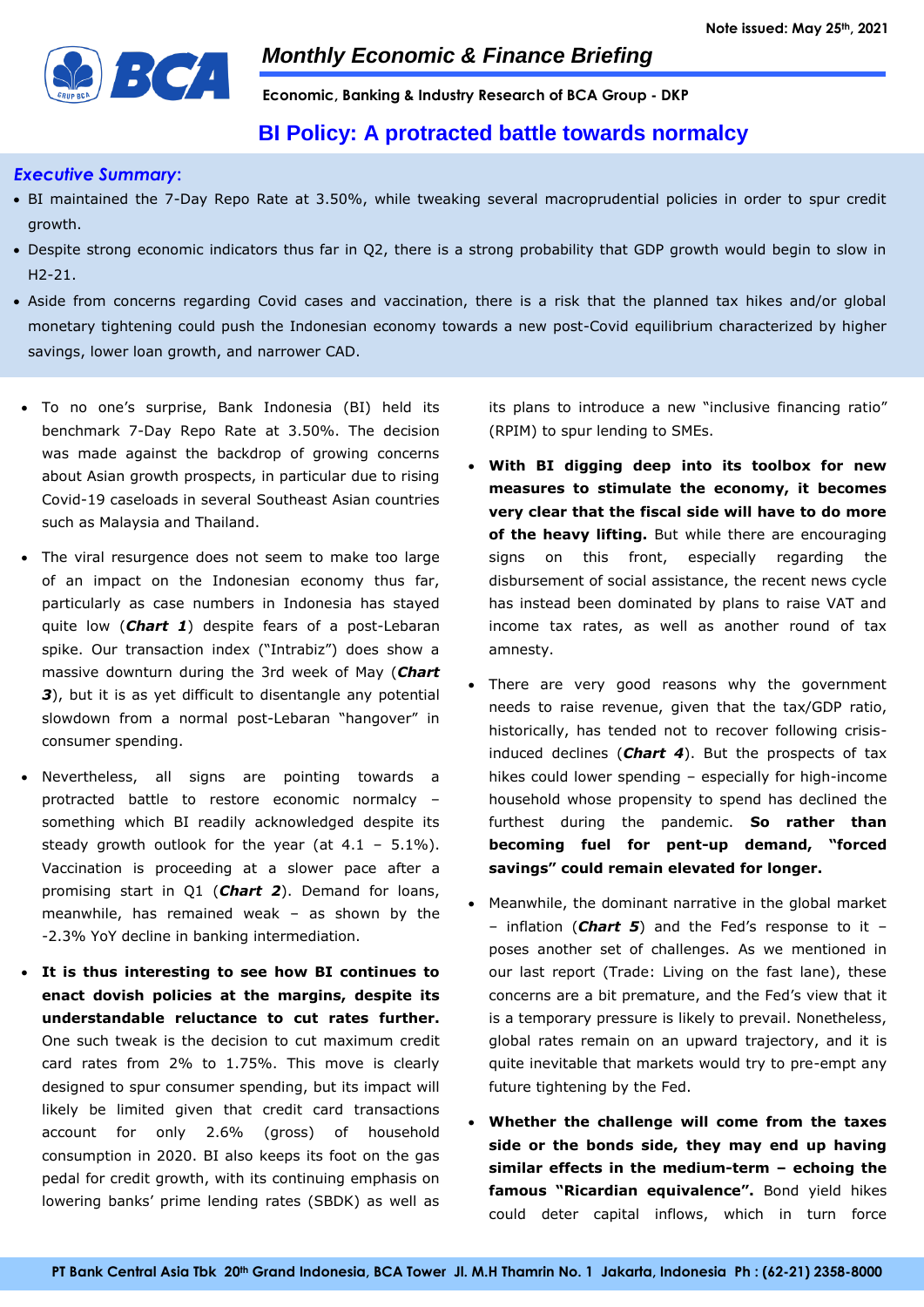Note issued: May 25th, 2021

# Monthly Economic & Finance Briefing

**Economic, Banking & Industry Research of BCA Group - DKP**

## BI Policy: A protracted battle towards normalcy

### *Executive Summary*:

- BI maintained the 7-Day Repo Rate at 3.50%, while tweaking several macroprudential policies in order to spur credit growth.
- Despite strong economic indicators thus far in Q2, there is a strong probability that GDP growth would begin to slow in H2-21.
- Aside from concerns regarding Covid cases and vaccination, there is a risk that the planned tax hikes and/or global monetary tightening could push the Indonesian economy towards a new post-Covid equilibrium characterized by higher savings, lower loan growth, and narrower CAD.

- To no one's surprise, Bank Indonesia (BI) held its benchmark 7-Day Repo Rate at 3.50%. The decision was made against the backdrop of growing concerns about Asian growth prospects, in particular due to rising Covid-19 caseloads in several Southeast Asian countries such as Malaysia and Thailand.
- The viral resurgence does not seem to make too large of an impact on the Indonesian economy thus far, particularly as case numbers in Indonesia has stayed quite low (***Chart 1***) despite fears of a post-Lebaran spike. Our transaction index ("Intrabiz") does show a massive downturn during the 3rd week of May (***Chart 3***), but it is as yet difficult to disentangle any potential slowdown from a normal post-Lebaran "hangover" in consumer spending.
- Nevertheless, all signs are pointing towards a protracted battle to restore economic normalcy – something which BI readily acknowledged despite its steady growth outlook for the year (at 4.1 – 5.1%). Vaccination is proceeding at a slower pace after a promising start in Q1 (***Chart 2***). Demand for loans, meanwhile, has remained weak – as shown by the -2.3% YoY decline in banking intermediation.
- **It is thus interesting to see how BI continues to enact dovish policies at the margins, despite its understandable reluctance to cut rates further.** One such tweak is the decision to cut maximum credit card rates from 2% to 1.75%. This move is clearly designed to spur consumer spending, but its impact will likely be limited given that credit card transactions account for only 2.6% (gross) of household consumption in 2020. BI also keeps its foot on the gas pedal for credit growth, with its continuing emphasis on lowering banks' prime lending rates (SBDK) as well as its plans to introduce a new "inclusive financing ratio" (RPIM) to spur lending to SMEs.
- **With BI digging deep into its toolbox for new measures to stimulate the economy, it becomes very clear that the fiscal side will have to do more of the heavy lifting.** But while there are encouraging signs on this front, especially regarding the disbursement of social assistance, the recent news cycle has instead been dominated by plans to raise VAT and income tax rates, as well as another round of tax amnesty.
- There are very good reasons why the government needs to raise revenue, given that the tax/GDP ratio, historically, has tended not to recover following crisis-induced declines (***Chart 4***). But the prospects of tax hikes could lower spending – especially for high-income household whose propensity to spend has declined the furthest during the pandemic. **So rather than becoming fuel for pent-up demand, "forced savings" could remain elevated for longer.**
- Meanwhile, the dominant narrative in the global market – inflation (***Chart 5***) and the Fed's response to it – poses another set of challenges. As we mentioned in our last report (Trade: Living on the fast lane), these concerns are a bit premature, and the Fed's view that it is a temporary pressure is likely to prevail. Nonetheless, global rates remain on an upward trajectory, and it is quite inevitable that markets would try to pre-empt any future tightening by the Fed.
- **Whether the challenge will come from the taxes side or the bonds side, they may end up having similar effects in the medium-term – echoing the famous "Ricardian equivalence".** Bond yield hikes could deter capital inflows, which in turn force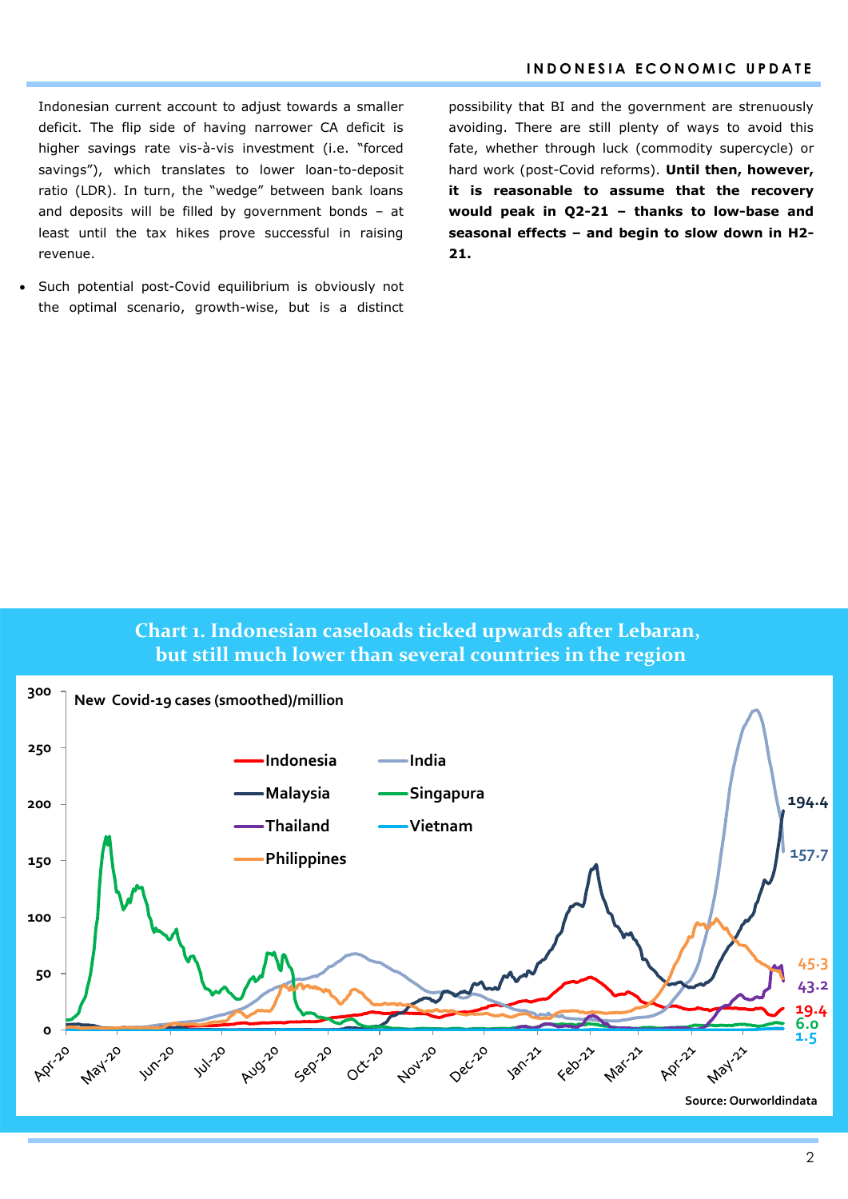Indonesian current account to adjust towards a smaller deficit. The flip side of having narrower CA deficit is higher savings rate vis-à-vis investment (i.e. "forced savings"), which translates to lower loan-to-deposit ratio (LDR). In turn, the "wedge" between bank loans and deposits will be filled by government bonds – at least until the tax hikes prove successful in raising revenue.

- Such potential post-Covid equilibrium is obviously not the optimal scenario, growth-wise, but is a distinct possibility that BI and the government are strenuously avoiding. There are still plenty of ways to avoid this fate, whether through luck (commodity supercycle) or hard work (post-Covid reforms). **Until then, however, it is reasonable to assume that the recovery would peak in Q2-21 – thanks to low-base and seasonal effects – and begin to slow down in H2-21.**

**Chart 1. Indonesian caseloads ticked upwards after Lebaran, but still much lower than several countries in the region**

New Covid-19 cases (smoothed)/million

Latest values: Malaysia 194.4; India 157.7; Philippines 45.3; Thailand 43.2; Indonesia 19.4; Singapura 6.0; Vietnam 1.5

Source: Ourworldindata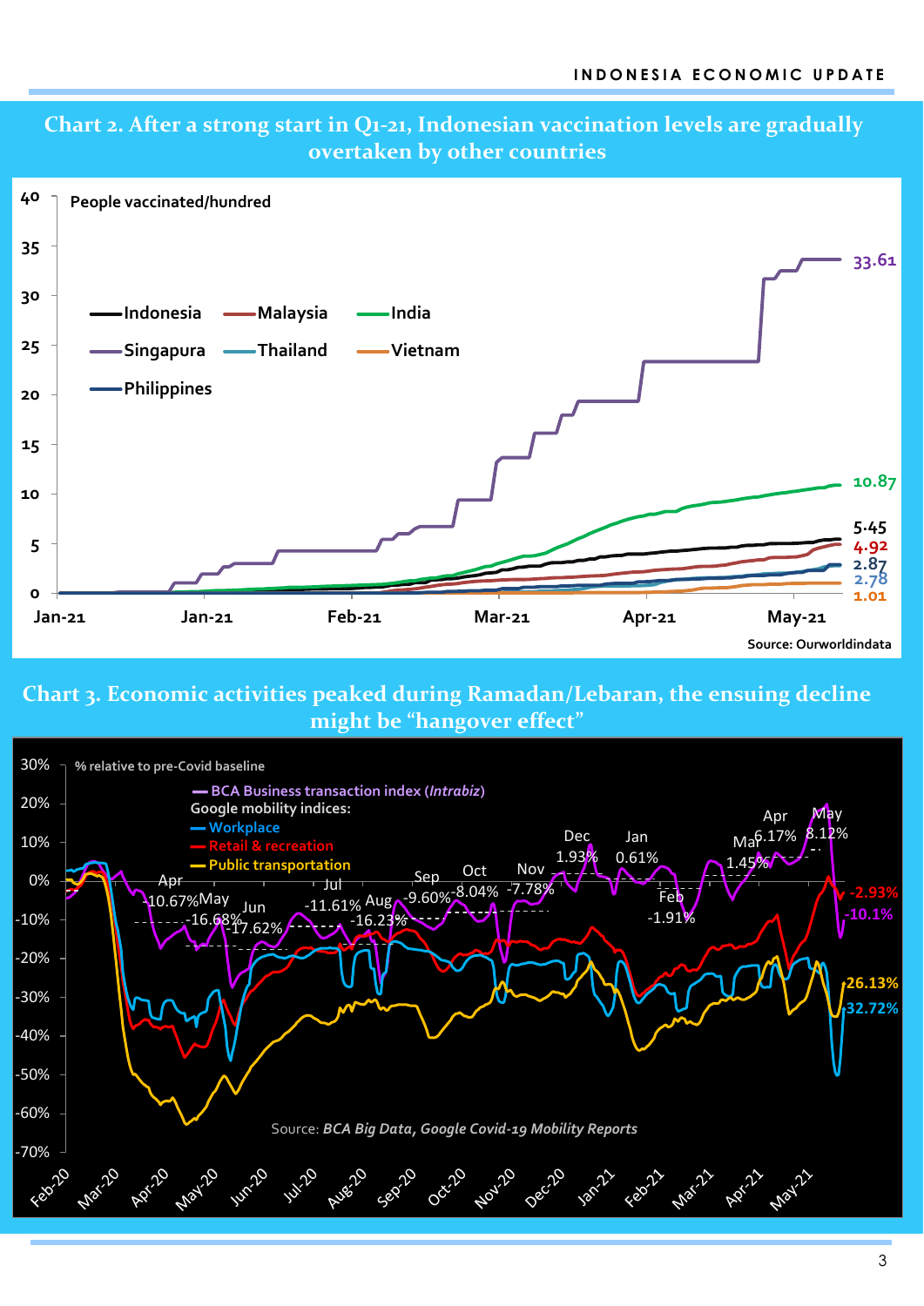## Chart 2. After a strong start in Q1-21, Indonesian vaccination levels are gradually overtaken by other countries

People vaccinated/hundred

- Indonesia
- Malaysia
- India
- Singapura
- Thailand
- Vietnam
- Philippines

33.61, 10.87, 5.45, 4.92, 2.87, 2.78, 1.01

Source: Ourworldindata

## Chart 3. Economic activities peaked during Ramadan/Lebaran, the ensuing decline might be "hangover effect"

% relative to pre-Covid baseline

- BCA Business transaction index (*Intrabiz*)
- Google mobility indices:
  - Workplace
  - Retail & recreation
  - Public transportation

Apr -10.67%, May -16.68%, Jun -17.62%, Jul -11.61%, Aug -16.23%, Sep -9.60%, Oct -8.04%, Nov -7.78%, Dec 1.93%, Jan 0.61%, Feb -1.91%, Mar 1.45%, Apr 6.17%, May 8.12%

-2.93%, -10.1%, -26.13%, -32.72%

Source: *BCA Big Data, Google Covid-19 Mobility Reports*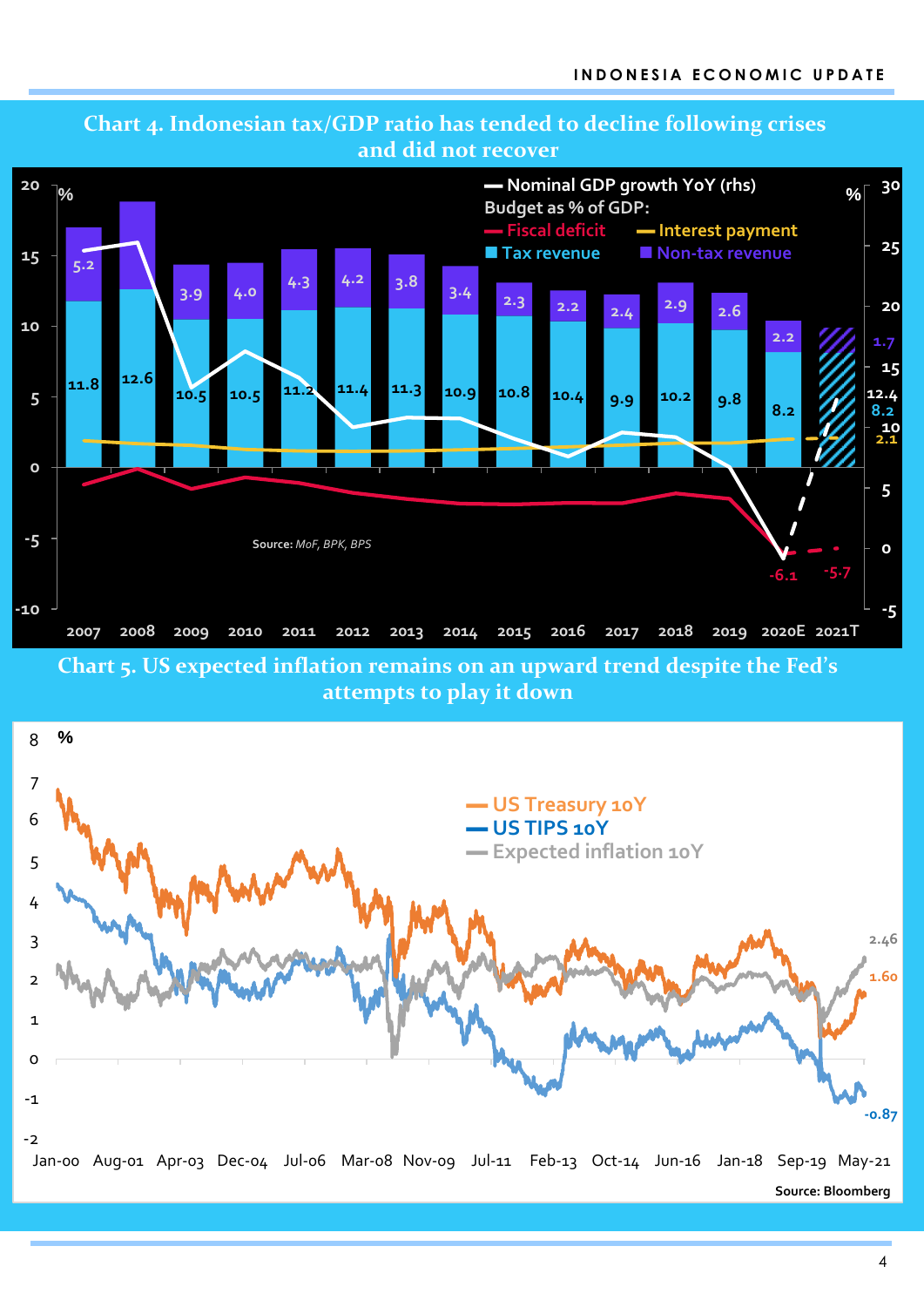**Chart 4. Indonesian tax/GDP ratio has tended to decline following crises and did not recover**

Source: MoF, BPK, BPS

**Chart 5. US expected inflation remains on an upward trend despite the Fed's attempts to play it down**

Source: Bloomberg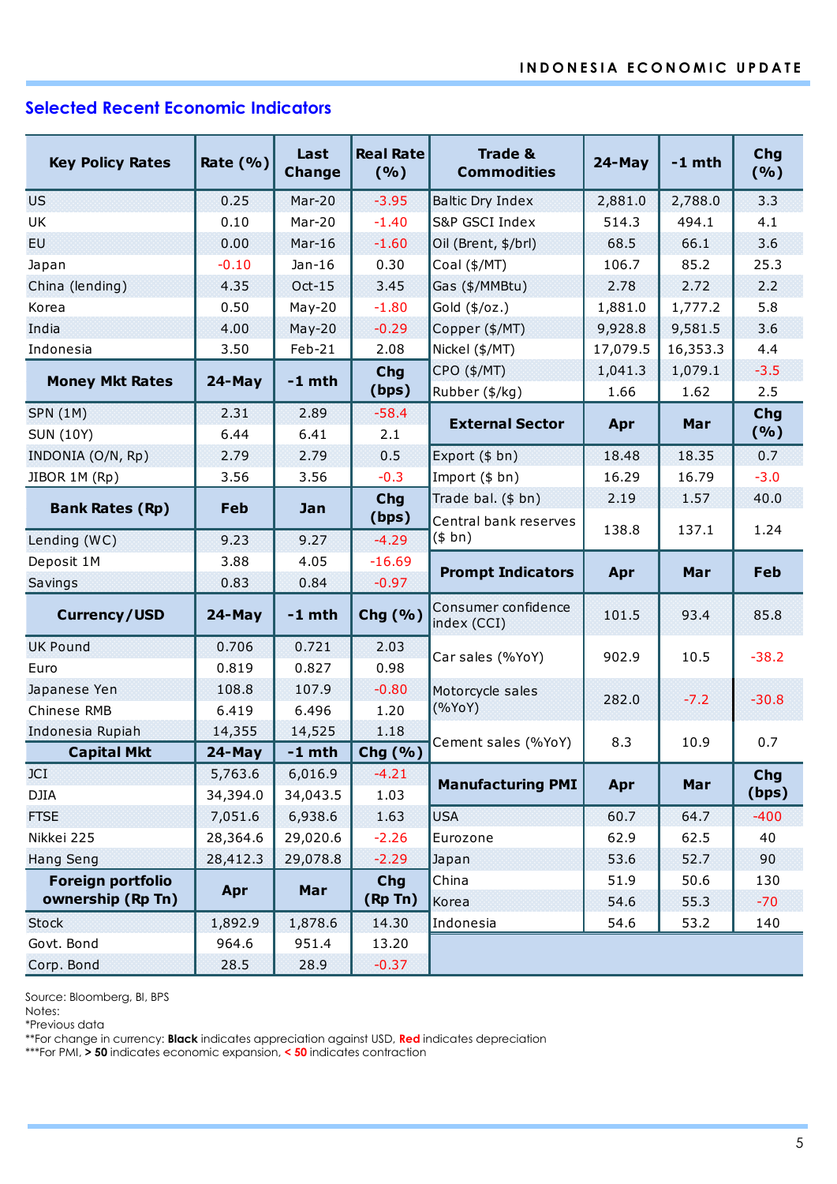## Selected Recent Economic Indicators

| Key Policy Rates | Rate (%) | Last Change | Real Rate (%) |
|---|---|---|---|
| US | 0.25 | Mar-20 | -3.95 |
| UK | 0.10 | Mar-20 | -1.40 |
| EU | 0.00 | Mar-16 | -1.60 |
| Japan | -0.10 | Jan-16 | 0.30 |
| China (lending) | 4.35 | Oct-15 | 3.45 |
| Korea | 0.50 | May-20 | -1.80 |
| India | 4.00 | May-20 | -0.29 |
| Indonesia | 3.50 | Feb-21 | 2.08 |

| Money Mkt Rates | 24-May | -1 mth | Chg (bps) |
|---|---|---|---|
| SPN (1M) | 2.31 | 2.89 | -58.4 |
| SUN (10Y) | 6.44 | 6.41 | 2.1 |
| INDONIA (O/N, Rp) | 2.79 | 2.79 | 0.5 |
| JIBOR 1M (Rp) | 3.56 | 3.56 | -0.3 |

| Bank Rates (Rp) | Feb | Jan | Chg (bps) |
|---|---|---|---|
| Lending (WC) | 9.23 | 9.27 | -4.29 |
| Deposit 1M | 3.88 | 4.05 | -16.69 |
| Savings | 0.83 | 0.84 | -0.97 |

| Currency/USD | 24-May | -1 mth | Chg (%) |
|---|---|---|---|
| UK Pound | 0.706 | 0.721 | 2.03 |
| Euro | 0.819 | 0.827 | 0.98 |
| Japanese Yen | 108.8 | 107.9 | -0.80 |
| Chinese RMB | 6.419 | 6.496 | 1.20 |
| Indonesia Rupiah | 14,355 | 14,525 | 1.18 |

| Capital Mkt | 24-May | -1 mth | Chg (%) |
|---|---|---|---|
| JCI | 5,763.6 | 6,016.9 | -4.21 |
| DJIA | 34,394.0 | 34,043.5 | 1.03 |
| FTSE | 7,051.6 | 6,938.6 | 1.63 |
| Nikkei 225 | 28,364.6 | 29,020.6 | -2.26 |
| Hang Seng | 28,412.3 | 29,078.8 | -2.29 |

| Foreign portfolio ownership (Rp Tn) | Apr | Mar | Chg (Rp Tn) |
|---|---|---|---|
| Stock | 1,892.9 | 1,878.6 | 14.30 |
| Govt. Bond | 964.6 | 951.4 | 13.20 |
| Corp. Bond | 28.5 | 28.9 | -0.37 |

| Trade & Commodities | 24-May | -1 mth | Chg (%) |
|---|---|---|---|
| Baltic Dry Index | 2,881.0 | 2,788.0 | 3.3 |
| S&P GSCI Index | 514.3 | 494.1 | 4.1 |
| Oil (Brent, $/brl) | 68.5 | 66.1 | 3.6 |
| Coal ($/MT) | 106.7 | 85.2 | 25.3 |
| Gas ($/MMBtu) | 2.78 | 2.72 | 2.2 |
| Gold ($/oz.) | 1,881.0 | 1,777.2 | 5.8 |
| Copper ($/MT) | 9,928.8 | 9,581.5 | 3.6 |
| Nickel ($/MT) | 17,079.5 | 16,353.3 | 4.4 |
| CPO ($/MT) | 1,041.3 | 1,079.1 | -3.5 |
| Rubber ($/kg) | 1.66 | 1.62 | 2.5 |

| External Sector | Apr | Mar | Chg (%) |
|---|---|---|---|
| Export ($ bn) | 18.48 | 18.35 | 0.7 |
| Import ($ bn) | 16.29 | 16.79 | -3.0 |
| Trade bal. ($ bn) | 2.19 | 1.57 | 40.0 |
| Central bank reserves ($ bn) | 138.8 | 137.1 | 1.24 |

| Prompt Indicators | Apr | Mar | Feb |
|---|---|---|---|
| Consumer confidence index (CCI) | 101.5 | 93.4 | 85.8 |
| Car sales (%YoY) | 902.9 | 10.5 | -38.2 |
| Motorcycle sales (%YoY) | 282.0 | -7.2 | -30.8 |
| Cement sales (%YoY) | 8.3 | 10.9 | 0.7 |

| Manufacturing PMI | Apr | Mar | Chg (bps) |
|---|---|---|---|
| USA | 60.7 | 64.7 | -400 |
| Eurozone | 62.9 | 62.5 | 40 |
| Japan | 53.6 | 52.7 | 90 |
| China | 51.9 | 50.6 | 130 |
| Korea | 54.6 | 55.3 | -70 |
| Indonesia | 54.6 | 53.2 | 140 |

Source: Bloomberg, BI, BPS
Notes:
*Previous data
**For change in currency: **Black** indicates appreciation against USD, **Red** indicates depreciation
***For PMI, **> 50** indicates economic expansion, **< 50** indicates contraction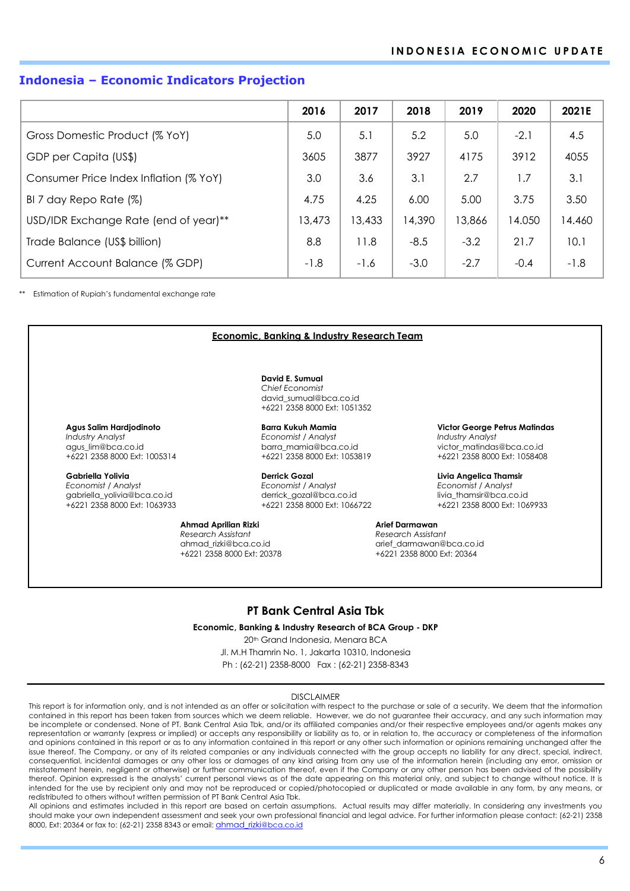## Indonesia – Economic Indicators Projection

| | 2016 | 2017 | 2018 | 2019 | 2020 | 2021E |
|---|---|---|---|---|---|---|
| Gross Domestic Product (% YoY) | 5.0 | 5.1 | 5.2 | 5.0 | -2.1 | 4.5 |
| GDP per Capita (US$) | 3605 | 3877 | 3927 | 4175 | 3912 | 4055 |
| Consumer Price Index Inflation (% YoY) | 3.0 | 3.6 | 3.1 | 2.7 | 1.7 | 3.1 |
| BI 7 day Repo Rate (%) | 4.75 | 4.25 | 6.00 | 5.00 | 3.75 | 3.50 |
| USD/IDR Exchange Rate (end of year)** | 13,473 | 13,433 | 14,390 | 13,866 | 14.050 | 14.460 |
| Trade Balance (US$ billion) | 8.8 | 11.8 | -8.5 | -3.2 | 21.7 | 10.1 |
| Current Account Balance (% GDP) | -1.8 | -1.6 | -3.0 | -2.7 | -0.4 | -1.8 |

** Estimation of Rupiah's fundamental exchange rate

**Economic, Banking & Industry Research Team**

**David E. Sumual**
*Chief Economist*
david_sumual@bca.co.id
+6221 2358 8000 Ext: 1051352

**Agus Salim Hardjodinoto**
*Industry Analyst*
agus_lim@bca.co.id
+6221 2358 8000 Ext: 1005314

**Barra Kukuh Mamia**
*Economist / Analyst*
barra_mamia@bca.co.id
+6221 2358 8000 Ext: 1053819

**Victor George Petrus Matindas**
*Industry Analyst*
victor_matindas@bca.co.id
+6221 2358 8000 Ext: 1058408

**Gabriella Yolivia**
*Economist / Analyst*
gabriella_yolivia@bca.co.id
+6221 2358 8000 Ext: 1063933

**Derrick Gozal**
*Economist / Analyst*
derrick_gozal@bca.co.id
+6221 2358 8000 Ext: 1066722

**Livia Angelica Thamsir**
*Economist / Analyst*
livia_thamsir@bca.co.id
+6221 2358 8000 Ext: 1069933

**Ahmad Aprilian Rizki**
*Research Assistant*
ahmad_rizki@bca.co.id
+6221 2358 8000 Ext: 20378

**Arief Darmawan**
*Research Assistant*
arief_darmawan@bca.co.id
+6221 2358 8000 Ext: 20364

### PT Bank Central Asia Tbk

**Economic, Banking & Industry Research of BCA Group - DKP**
20th Grand Indonesia, Menara BCA
Jl. M.H Thamrin No. 1, Jakarta 10310, Indonesia
Ph : (62-21) 2358-8000 Fax : (62-21) 2358-8343

DISCLAIMER

This report is for information only, and is not intended as an offer or solicitation with respect to the purchase or sale of a security. We deem that the information contained in this report has been taken from sources which we deem reliable. However, we do not guarantee their accuracy, and any such information may be incomplete or condensed. None of PT. Bank Central Asia Tbk, and/or its affiliated companies and/or their respective employees and/or agents makes any representation or warranty (express or implied) or accepts any responsibility or liability as to, or in relation to, the accuracy or completeness of the information and opinions contained in this report or as to any information contained in this report or any other such information or opinions remaining unchanged after the issue thereof. The Company, or any of its related companies or any individuals connected with the group accepts no liability for any direct, special, indirect, consequential, incidental damages or any other loss or damages of any kind arising from any use of the information herein (including any error, omission or misstatement herein, negligent or otherwise) or further communication thereof, even if the Company or any other person has been advised of the possibility thereof. Opinion expressed is the analysts' current personal views as of the date appearing on this material only, and subject to change without notice. It is intended for the use by recipient only and may not be reproduced or copied/photocopied or duplicated or made available in any form, by any means, or redistributed to others without written permission of PT Bank Central Asia Tbk.
All opinions and estimates included in this report are based on certain assumptions. Actual results may differ materially. In considering any investments you should make your own independent assessment and seek your own professional financial and legal advice. For further information please contact: (62-21) 2358 8000, Ext: 20364 or fax to: (62-21) 2358 8343 or email: ahmad_rizki@bca.co.id